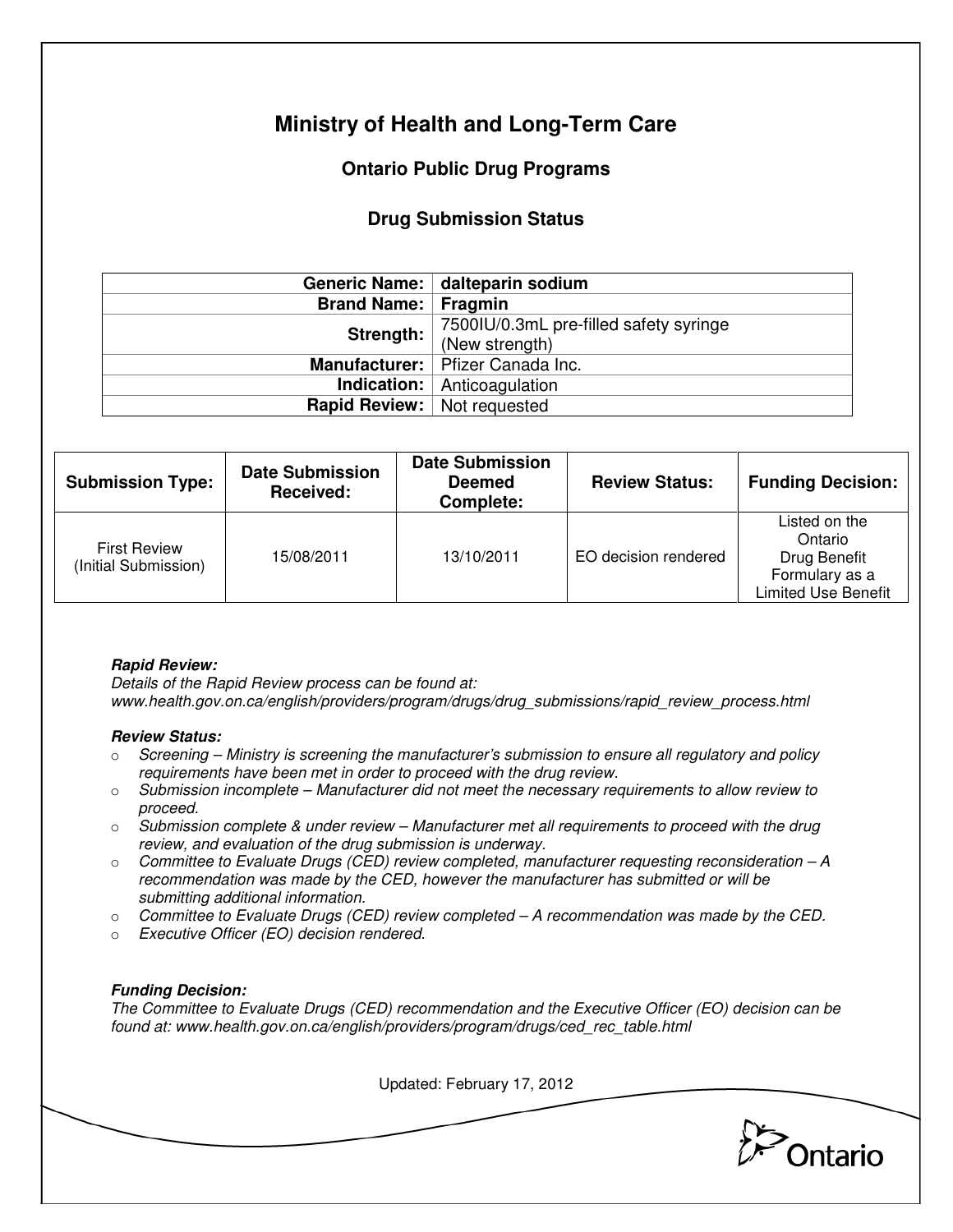# Ministry of Health and Long-Term Care

## Ontario Public Drug Programs

### Drug Submission Status

| | |
|---|---|
| **Generic Name:** | **dalteparin sodium** |
| **Brand Name:** | **Fragmin** |
| **Strength:** | 7500IU/0.3mL pre-filled safety syringe (New strength) |
| **Manufacturer:** | Pfizer Canada Inc. |
| **Indication:** | Anticoagulation |
| **Rapid Review:** | Not requested |

| Submission Type: | Date Submission Received: | Date Submission Deemed Complete: | Review Status: | Funding Decision: |
|---|---|---|---|---|
| First Review (Initial Submission) | 15/08/2011 | 13/10/2011 | EO decision rendered | Listed on the Ontario Drug Benefit Formulary as a Limited Use Benefit |

***Rapid Review:***
*Details of the Rapid Review process can be found at: www.health.gov.on.ca/english/providers/program/drugs/drug_submissions/rapid_review_process.html*

***Review Status:***

- *Screening – Ministry is screening the manufacturer's submission to ensure all regulatory and policy requirements have been met in order to proceed with the drug review.*
- *Submission incomplete – Manufacturer did not meet the necessary requirements to allow review to proceed.*
- *Submission complete & under review – Manufacturer met all requirements to proceed with the drug review, and evaluation of the drug submission is underway.*
- *Committee to Evaluate Drugs (CED) review completed, manufacturer requesting reconsideration – A recommendation was made by the CED, however the manufacturer has submitted or will be submitting additional information.*
- *Committee to Evaluate Drugs (CED) review completed – A recommendation was made by the CED.*
- *Executive Officer (EO) decision rendered.*

***Funding Decision:***
*The Committee to Evaluate Drugs (CED) recommendation and the Executive Officer (EO) decision can be found at: www.health.gov.on.ca/english/providers/program/drugs/ced_rec_table.html*

Updated: February 17, 2012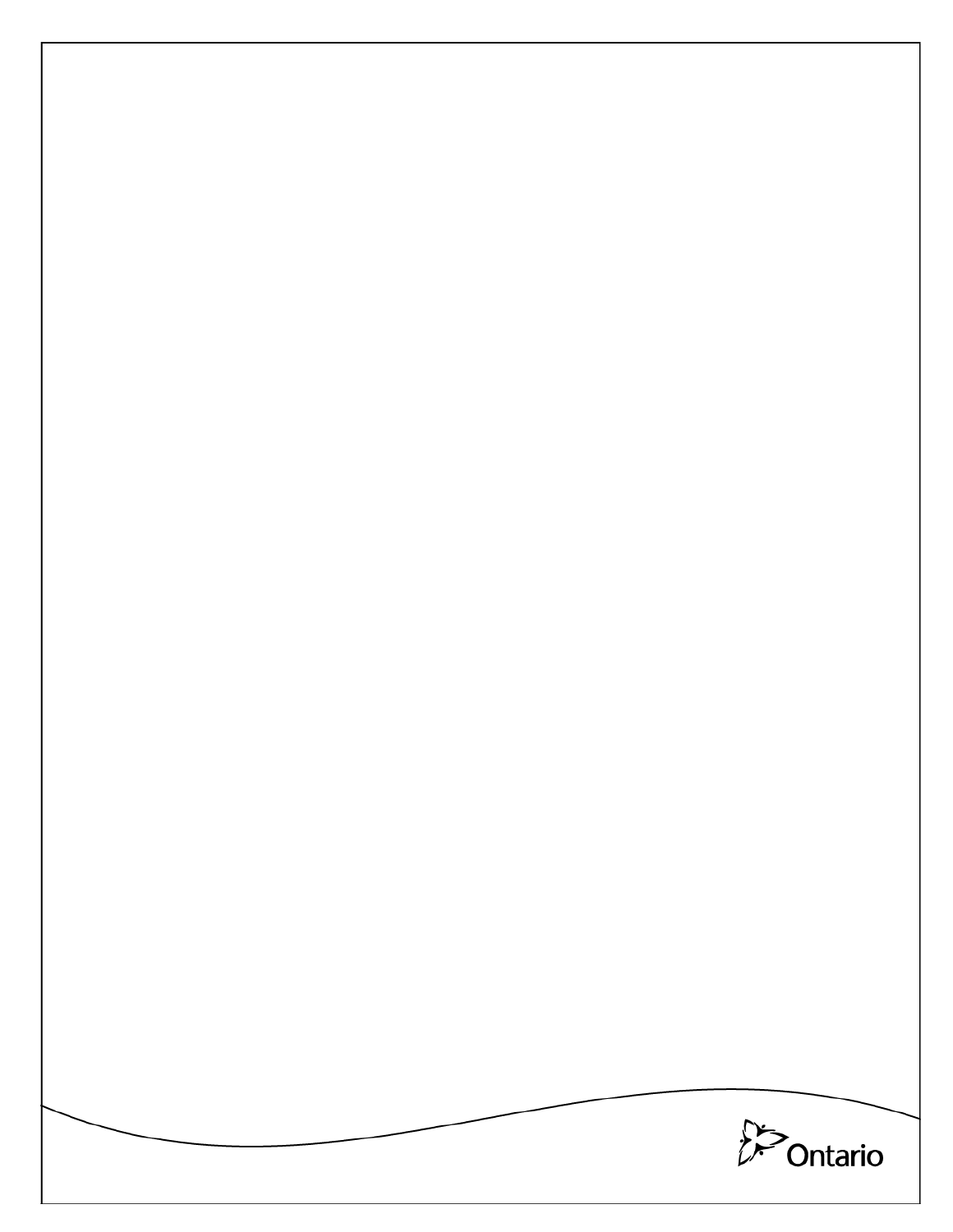Ontario